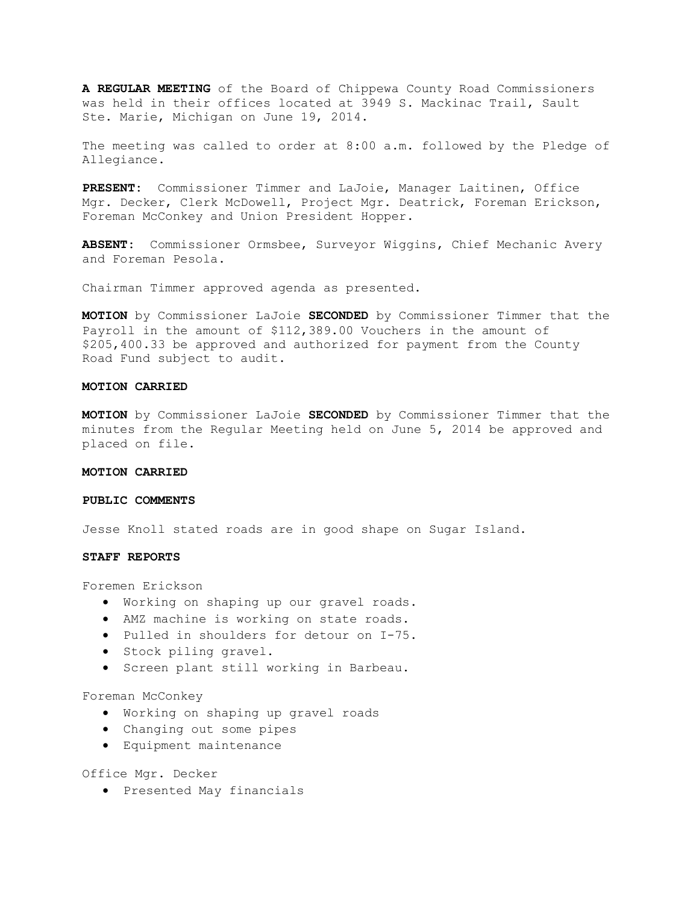**A REGULAR MEETING** of the Board of Chippewa County Road Commissioners was held in their offices located at 3949 S. Mackinac Trail, Sault Ste. Marie, Michigan on June 19, 2014.

The meeting was called to order at 8:00 a.m. followed by the Pledge of Allegiance.

**PRESENT:** Commissioner Timmer and LaJoie, Manager Laitinen, Office Mgr. Decker, Clerk McDowell, Project Mgr. Deatrick, Foreman Erickson, Foreman McConkey and Union President Hopper.

**ABSENT:** Commissioner Ormsbee, Surveyor Wiggins, Chief Mechanic Avery and Foreman Pesola.

Chairman Timmer approved agenda as presented.

**MOTION** by Commissioner LaJoie **SECONDED** by Commissioner Timmer that the Payroll in the amount of $112,389.00 Vouchers in the amount of $205,400.33 be approved and authorized for payment from the County Road Fund subject to audit.

**MOTION CARRIED**

**MOTION** by Commissioner LaJoie **SECONDED** by Commissioner Timmer that the minutes from the Regular Meeting held on June 5, 2014 be approved and placed on file.

**MOTION CARRIED**

**PUBLIC COMMENTS**

Jesse Knoll stated roads are in good shape on Sugar Island.

**STAFF REPORTS**

Foremen Erickson

- Working on shaping up our gravel roads.
- AMZ machine is working on state roads.
- Pulled in shoulders for detour on I-75.
- Stock piling gravel.
- Screen plant still working in Barbeau.

Foreman McConkey

- Working on shaping up gravel roads
- Changing out some pipes
- Equipment maintenance

Office Mgr. Decker

- Presented May financials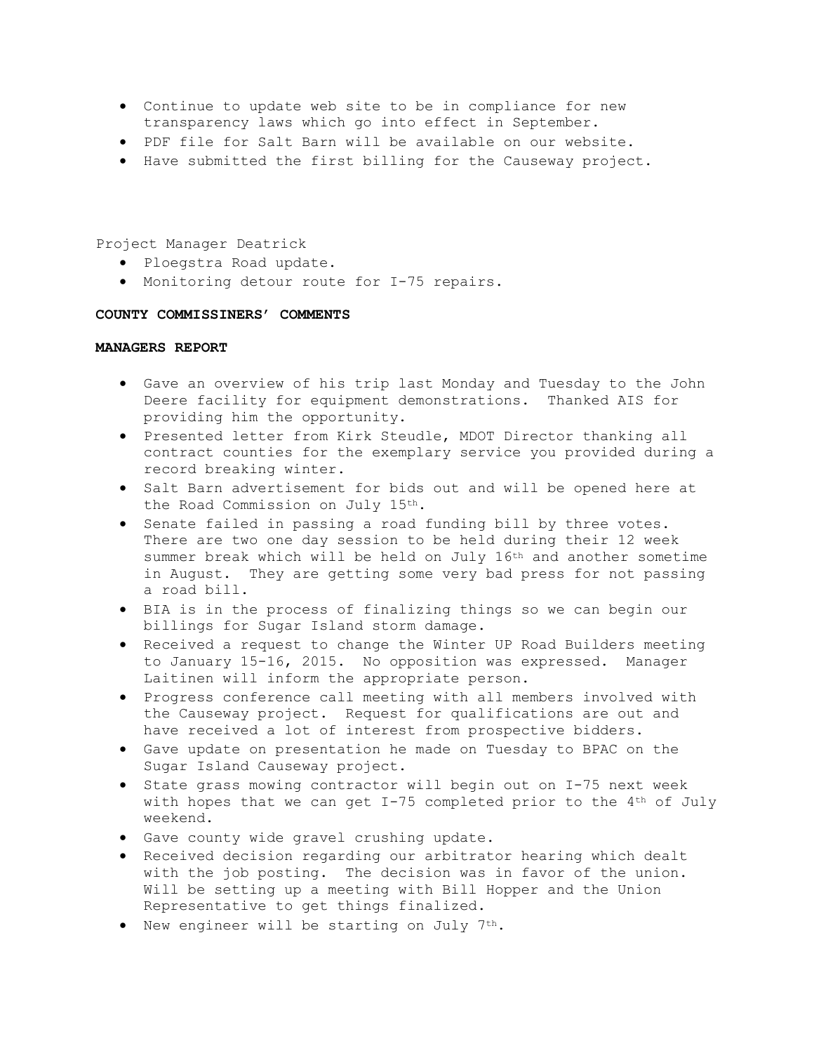- Continue to update web site to be in compliance for new transparency laws which go into effect in September.
- PDF file for Salt Barn will be available on our website.
- Have submitted the first billing for the Causeway project.

Project Manager Deatrick

- Ploegstra Road update.
- Monitoring detour route for I-75 repairs.

**COUNTY COMMISSINERS' COMMENTS**

**MANAGERS REPORT**

- Gave an overview of his trip last Monday and Tuesday to the John Deere facility for equipment demonstrations. Thanked AIS for providing him the opportunity.
- Presented letter from Kirk Steudle, MDOT Director thanking all contract counties for the exemplary service you provided during a record breaking winter.
- Salt Barn advertisement for bids out and will be opened here at the Road Commission on July 15th.
- Senate failed in passing a road funding bill by three votes. There are two one day session to be held during their 12 week summer break which will be held on July 16th and another sometime in August. They are getting some very bad press for not passing a road bill.
- BIA is in the process of finalizing things so we can begin our billings for Sugar Island storm damage.
- Received a request to change the Winter UP Road Builders meeting to January 15-16, 2015. No opposition was expressed. Manager Laitinen will inform the appropriate person.
- Progress conference call meeting with all members involved with the Causeway project. Request for qualifications are out and have received a lot of interest from prospective bidders.
- Gave update on presentation he made on Tuesday to BPAC on the Sugar Island Causeway project.
- State grass mowing contractor will begin out on I-75 next week with hopes that we can get I-75 completed prior to the 4th of July weekend.
- Gave county wide gravel crushing update.
- Received decision regarding our arbitrator hearing which dealt with the job posting. The decision was in favor of the union. Will be setting up a meeting with Bill Hopper and the Union Representative to get things finalized.
- New engineer will be starting on July 7th.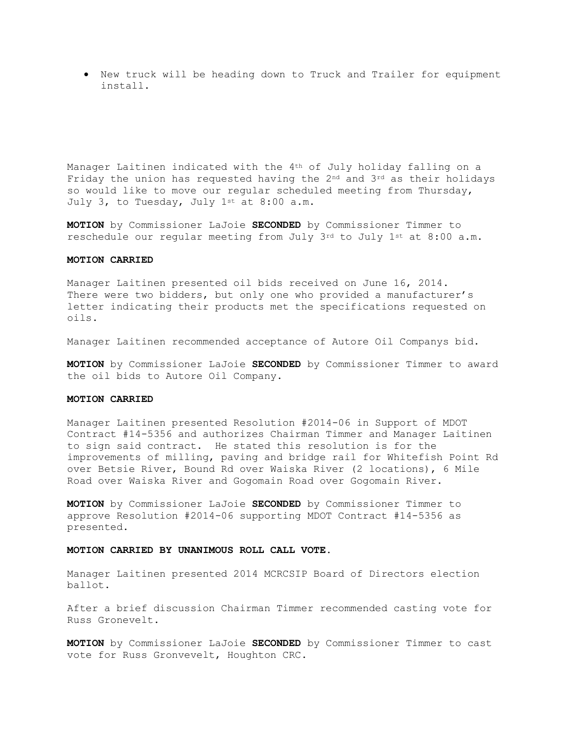- New truck will be heading down to Truck and Trailer for equipment install.

Manager Laitinen indicated with the 4th of July holiday falling on a Friday the union has requested having the 2nd and 3rd as their holidays so would like to move our regular scheduled meeting from Thursday, July 3, to Tuesday, July 1st at 8:00 a.m.

**MOTION** by Commissioner LaJoie **SECONDED** by Commissioner Timmer to reschedule our regular meeting from July 3rd to July 1st at 8:00 a.m.

**MOTION CARRIED**

Manager Laitinen presented oil bids received on June 16, 2014. There were two bidders, but only one who provided a manufacturer's letter indicating their products met the specifications requested on oils.

Manager Laitinen recommended acceptance of Autore Oil Companys bid.

**MOTION** by Commissioner LaJoie **SECONDED** by Commissioner Timmer to award the oil bids to Autore Oil Company.

**MOTION CARRIED**

Manager Laitinen presented Resolution #2014-06 in Support of MDOT Contract #14-5356 and authorizes Chairman Timmer and Manager Laitinen to sign said contract. He stated this resolution is for the improvements of milling, paving and bridge rail for Whitefish Point Rd over Betsie River, Bound Rd over Waiska River (2 locations), 6 Mile Road over Waiska River and Gogomain Road over Gogomain River.

**MOTION** by Commissioner LaJoie **SECONDED** by Commissioner Timmer to approve Resolution #2014-06 supporting MDOT Contract #14-5356 as presented.

**MOTION CARRIED BY UNANIMOUS ROLL CALL VOTE.**

Manager Laitinen presented 2014 MCRCSIP Board of Directors election ballot.

After a brief discussion Chairman Timmer recommended casting vote for Russ Gronevelt.

**MOTION** by Commissioner LaJoie **SECONDED** by Commissioner Timmer to cast vote for Russ Gronvevelt, Houghton CRC.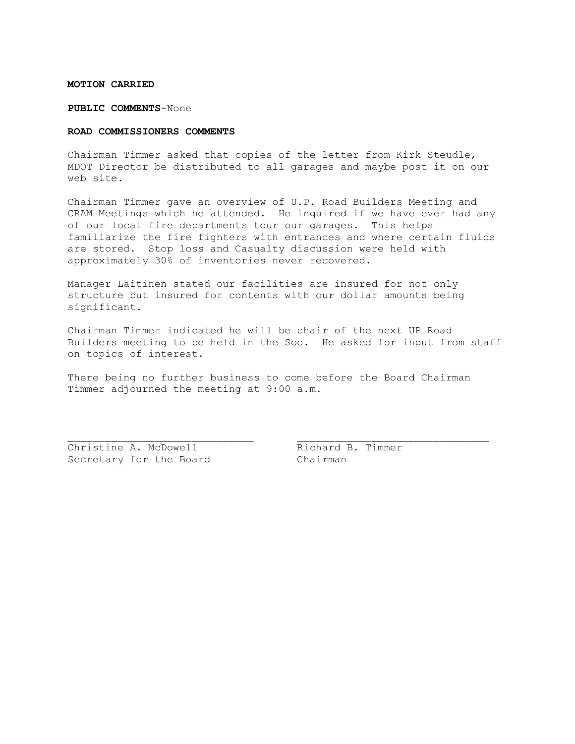**MOTION CARRIED**

**PUBLIC COMMENTS**-None

**ROAD COMMISSIONERS COMMENTS**

Chairman Timmer asked that copies of the letter from Kirk Steudle, MDOT Director be distributed to all garages and maybe post it on our web site.

Chairman Timmer gave an overview of U.P. Road Builders Meeting and CRAM Meetings which he attended. He inquired if we have ever had any of our local fire departments tour our garages. This helps familiarize the fire fighters with entrances and where certain fluids are stored. Stop loss and Casualty discussion were held with approximately 30% of inventories never recovered.

Manager Laitinen stated our facilities are insured for not only structure but insured for contents with our dollar amounts being significant.

Chairman Timmer indicated he will be chair of the next UP Road Builders meeting to be held in the Soo. He asked for input from staff on topics of interest.

There being no further business to come before the Board Chairman Timmer adjourned the meeting at 9:00 a.m.

| | |
|---|---|
| ______________________________ | ______________________________ |
| Christine A. McDowell | Richard B. Timmer |
| Secretary for the Board | Chairman |